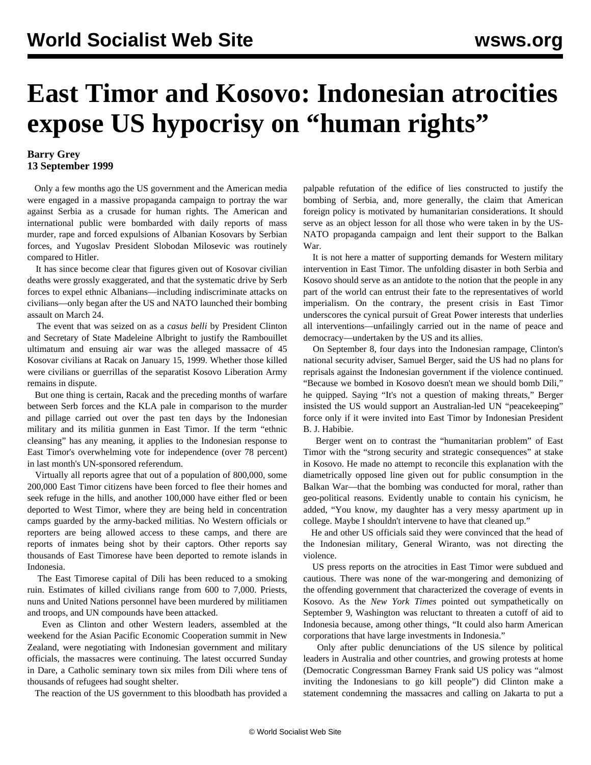# East Timor and Kosovo: Indonesian atrocities expose US hypocrisy on "human rights"

**Barry Grey**
**13 September 1999**

Only a few months ago the US government and the American media were engaged in a massive propaganda campaign to portray the war against Serbia as a crusade for human rights. The American and international public were bombarded with daily reports of mass murder, rape and forced expulsions of Albanian Kosovars by Serbian forces, and Yugoslav President Slobodan Milosevic was routinely compared to Hitler.

It has since become clear that figures given out of Kosovar civilian deaths were grossly exaggerated, and that the systematic drive by Serb forces to expel ethnic Albanians—including indiscriminate attacks on civilians—only began after the US and NATO launched their bombing assault on March 24.

The event that was seized on as a *casus belli* by President Clinton and Secretary of State Madeleine Albright to justify the Rambouillet ultimatum and ensuing air war was the alleged massacre of 45 Kosovar civilians at Racak on January 15, 1999. Whether those killed were civilians or guerrillas of the separatist Kosovo Liberation Army remains in dispute.

But one thing is certain, Racak and the preceding months of warfare between Serb forces and the KLA pale in comparison to the murder and pillage carried out over the past ten days by the Indonesian military and its militia gunmen in East Timor. If the term "ethnic cleansing" has any meaning, it applies to the Indonesian response to East Timor's overwhelming vote for independence (over 78 percent) in last month's UN-sponsored referendum.

Virtually all reports agree that out of a population of 800,000, some 200,000 East Timor citizens have been forced to flee their homes and seek refuge in the hills, and another 100,000 have either fled or been deported to West Timor, where they are being held in concentration camps guarded by the army-backed militias. No Western officials or reporters are being allowed access to these camps, and there are reports of inmates being shot by their captors. Other reports say thousands of East Timorese have been deported to remote islands in Indonesia.

The East Timorese capital of Dili has been reduced to a smoking ruin. Estimates of killed civilians range from 600 to 7,000. Priests, nuns and United Nations personnel have been murdered by militiamen and troops, and UN compounds have been attacked.

Even as Clinton and other Western leaders, assembled at the weekend for the Asian Pacific Economic Cooperation summit in New Zealand, were negotiating with Indonesian government and military officials, the massacres were continuing. The latest occurred Sunday in Dare, a Catholic seminary town six miles from Dili where tens of thousands of refugees had sought shelter.

The reaction of the US government to this bloodbath has provided a palpable refutation of the edifice of lies constructed to justify the bombing of Serbia, and, more generally, the claim that American foreign policy is motivated by humanitarian considerations. It should serve as an object lesson for all those who were taken in by the US-NATO propaganda campaign and lent their support to the Balkan War.

It is not here a matter of supporting demands for Western military intervention in East Timor. The unfolding disaster in both Serbia and Kosovo should serve as an antidote to the notion that the people in any part of the world can entrust their fate to the representatives of world imperialism. On the contrary, the present crisis in East Timor underscores the cynical pursuit of Great Power interests that underlies all interventions—unfailingly carried out in the name of peace and democracy—undertaken by the US and its allies.

On September 8, four days into the Indonesian rampage, Clinton's national security adviser, Samuel Berger, said the US had no plans for reprisals against the Indonesian government if the violence continued. "Because we bombed in Kosovo doesn't mean we should bomb Dili," he quipped. Saying "It's not a question of making threats," Berger insisted the US would support an Australian-led UN "peacekeeping" force only if it were invited into East Timor by Indonesian President B. J. Habibie.

Berger went on to contrast the "humanitarian problem" of East Timor with the "strong security and strategic consequences" at stake in Kosovo. He made no attempt to reconcile this explanation with the diametrically opposed line given out for public consumption in the Balkan War—that the bombing was conducted for moral, rather than geo-political reasons. Evidently unable to contain his cynicism, he added, "You know, my daughter has a very messy apartment up in college. Maybe I shouldn't intervene to have that cleaned up."

He and other US officials said they were convinced that the head of the Indonesian military, General Wiranto, was not directing the violence.

US press reports on the atrocities in East Timor were subdued and cautious. There was none of the war-mongering and demonizing of the offending government that characterized the coverage of events in Kosovo. As the *New York Times* pointed out sympathetically on September 9, Washington was reluctant to threaten a cutoff of aid to Indonesia because, among other things, "It could also harm American corporations that have large investments in Indonesia."

Only after public denunciations of the US silence by political leaders in Australia and other countries, and growing protests at home (Democratic Congressman Barney Frank said US policy was "almost inviting the Indonesians to go kill people") did Clinton make a statement condemning the massacres and calling on Jakarta to put a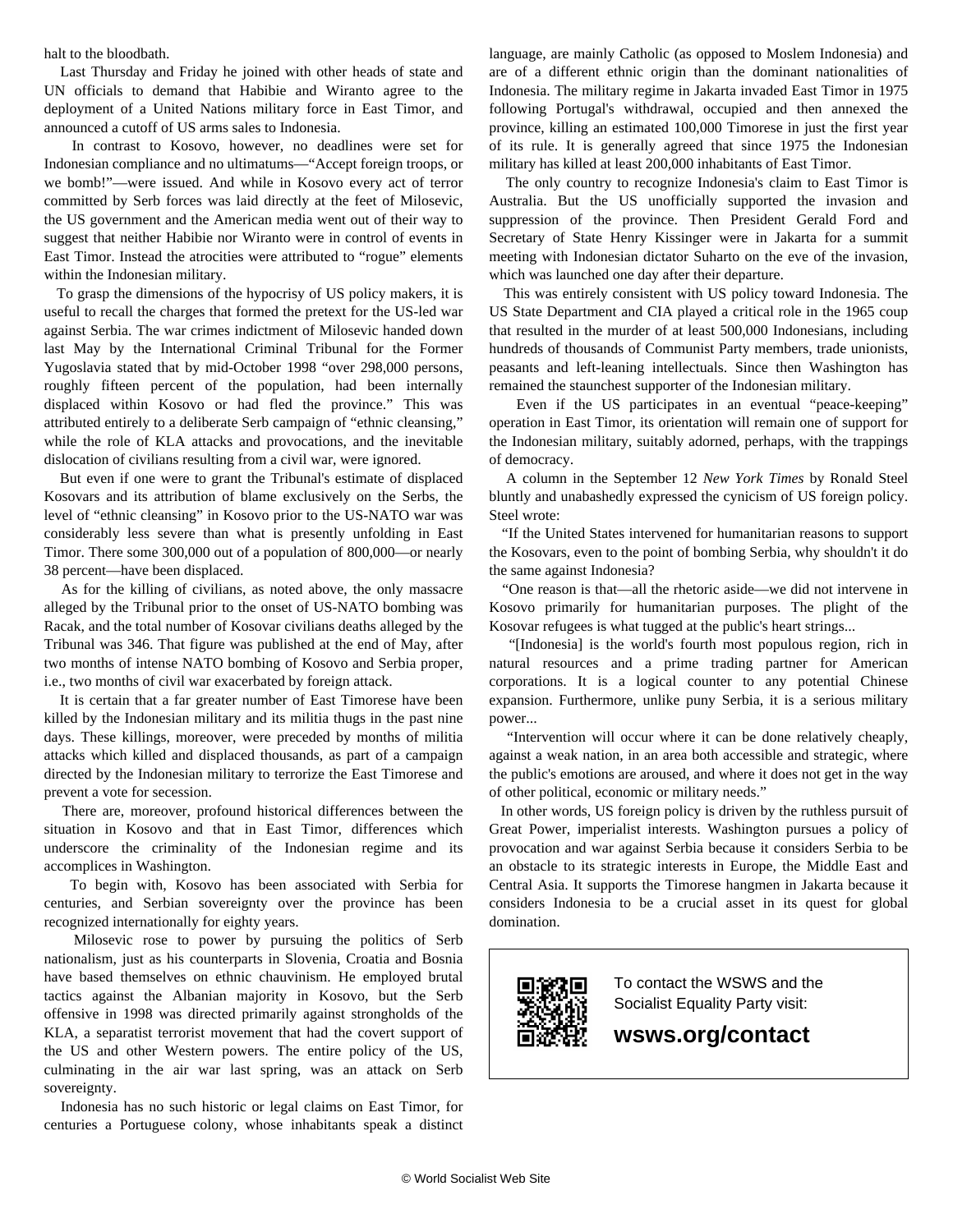halt to the bloodbath.

Last Thursday and Friday he joined with other heads of state and UN officials to demand that Habibie and Wiranto agree to the deployment of a United Nations military force in East Timor, and announced a cutoff of US arms sales to Indonesia.

In contrast to Kosovo, however, no deadlines were set for Indonesian compliance and no ultimatums—"Accept foreign troops, or we bomb!"—were issued. And while in Kosovo every act of terror committed by Serb forces was laid directly at the feet of Milosevic, the US government and the American media went out of their way to suggest that neither Habibie nor Wiranto were in control of events in East Timor. Instead the atrocities were attributed to "rogue" elements within the Indonesian military.

To grasp the dimensions of the hypocrisy of US policy makers, it is useful to recall the charges that formed the pretext for the US-led war against Serbia. The war crimes indictment of Milosevic handed down last May by the International Criminal Tribunal for the Former Yugoslavia stated that by mid-October 1998 "over 298,000 persons, roughly fifteen percent of the population, had been internally displaced within Kosovo or had fled the province." This was attributed entirely to a deliberate Serb campaign of "ethnic cleansing," while the role of KLA attacks and provocations, and the inevitable dislocation of civilians resulting from a civil war, were ignored.

But even if one were to grant the Tribunal's estimate of displaced Kosovars and its attribution of blame exclusively on the Serbs, the level of "ethnic cleansing" in Kosovo prior to the US-NATO war was considerably less severe than what is presently unfolding in East Timor. There some 300,000 out of a population of 800,000—or nearly 38 percent—have been displaced.

As for the killing of civilians, as noted above, the only massacre alleged by the Tribunal prior to the onset of US-NATO bombing was Racak, and the total number of Kosovar civilians deaths alleged by the Tribunal was 346. That figure was published at the end of May, after two months of intense NATO bombing of Kosovo and Serbia proper, i.e., two months of civil war exacerbated by foreign attack.

It is certain that a far greater number of East Timorese have been killed by the Indonesian military and its militia thugs in the past nine days. These killings, moreover, were preceded by months of militia attacks which killed and displaced thousands, as part of a campaign directed by the Indonesian military to terrorize the East Timorese and prevent a vote for secession.

There are, moreover, profound historical differences between the situation in Kosovo and that in East Timor, differences which underscore the criminality of the Indonesian regime and its accomplices in Washington.

To begin with, Kosovo has been associated with Serbia for centuries, and Serbian sovereignty over the province has been recognized internationally for eighty years.

Milosevic rose to power by pursuing the politics of Serb nationalism, just as his counterparts in Slovenia, Croatia and Bosnia have based themselves on ethnic chauvinism. He employed brutal tactics against the Albanian majority in Kosovo, but the Serb offensive in 1998 was directed primarily against strongholds of the KLA, a separatist terrorist movement that had the covert support of the US and other Western powers. The entire policy of the US, culminating in the air war last spring, was an attack on Serb sovereignty.

Indonesia has no such historic or legal claims on East Timor, for centuries a Portuguese colony, whose inhabitants speak a distinct language, are mainly Catholic (as opposed to Moslem Indonesia) and are of a different ethnic origin than the dominant nationalities of Indonesia. The military regime in Jakarta invaded East Timor in 1975 following Portugal's withdrawal, occupied and then annexed the province, killing an estimated 100,000 Timorese in just the first year of its rule. It is generally agreed that since 1975 the Indonesian military has killed at least 200,000 inhabitants of East Timor.

The only country to recognize Indonesia's claim to East Timor is Australia. But the US unofficially supported the invasion and suppression of the province. Then President Gerald Ford and Secretary of State Henry Kissinger were in Jakarta for a summit meeting with Indonesian dictator Suharto on the eve of the invasion, which was launched one day after their departure.

This was entirely consistent with US policy toward Indonesia. The US State Department and CIA played a critical role in the 1965 coup that resulted in the murder of at least 500,000 Indonesians, including hundreds of thousands of Communist Party members, trade unionists, peasants and left-leaning intellectuals. Since then Washington has remained the staunchest supporter of the Indonesian military.

Even if the US participates in an eventual "peace-keeping" operation in East Timor, its orientation will remain one of support for the Indonesian military, suitably adorned, perhaps, with the trappings of democracy.

A column in the September 12 *New York Times* by Ronald Steel bluntly and unabashedly expressed the cynicism of US foreign policy. Steel wrote:

"If the United States intervened for humanitarian reasons to support the Kosovars, even to the point of bombing Serbia, why shouldn't it do the same against Indonesia?

"One reason is that—all the rhetoric aside—we did not intervene in Kosovo primarily for humanitarian purposes. The plight of the Kosovar refugees is what tugged at the public's heart strings...

"[Indonesia] is the world's fourth most populous region, rich in natural resources and a prime trading partner for American corporations. It is a logical counter to any potential Chinese expansion. Furthermore, unlike puny Serbia, it is a serious military power...

"Intervention will occur where it can be done relatively cheaply, against a weak nation, in an area both accessible and strategic, where the public's emotions are aroused, and where it does not get in the way of other political, economic or military needs."

In other words, US foreign policy is driven by the ruthless pursuit of Great Power, imperialist interests. Washington pursues a policy of provocation and war against Serbia because it considers Serbia to be an obstacle to its strategic interests in Europe, the Middle East and Central Asia. It supports the Timorese hangmen in Jakarta because it considers Indonesia to be a crucial asset in its quest for global domination.

To contact the WSWS and the Socialist Equality Party visit:

**wsws.org/contact**